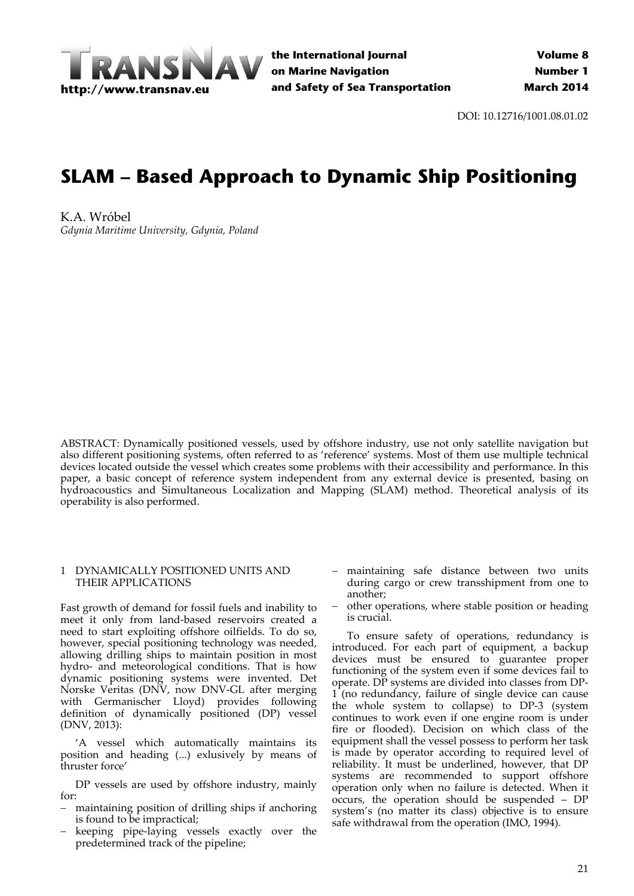DOI: 10.12716/1001.08.01.02

# SLAM – Based Approach to Dynamic Ship Positioning

K.A. Wróbel
*Gdynia Maritime University, Gdynia, Poland*

ABSTRACT: Dynamically positioned vessels, used by offshore industry, use not only satellite navigation but also different positioning systems, often referred to as 'reference' systems. Most of them use multiple technical devices located outside the vessel which creates some problems with their accessibility and performance. In this paper, a basic concept of reference system independent from any external device is presented, basing on hydroacoustics and Simultaneous Localization and Mapping (SLAM) method. Theoretical analysis of its operability is also performed.

## 1 DYNAMICALLY POSITIONED UNITS AND THEIR APPLICATIONS

Fast growth of demand for fossil fuels and inability to meet it only from land-based reservoirs created a need to start exploiting offshore oilfields. To do so, however, special positioning technology was needed, allowing drilling ships to maintain position in most hydro- and meteorological conditions. That is how dynamic positioning systems were invented. Det Norske Veritas (DNV, now DNV-GL after merging with Germanischer Lloyd) provides following definition of dynamically positioned (DP) vessel (DNV, 2013):

'A vessel which automatically maintains its position and heading (...) exclusively by means of thruster force'

DP vessels are used by offshore industry, mainly for:

- maintaining position of drilling ships if anchoring is found to be impractical;
- keeping pipe-laying vessels exactly over the predetermined track of the pipeline;
- maintaining safe distance between two units during cargo or crew transshipment from one to another;
- other operations, where stable position or heading is crucial.

To ensure safety of operations, redundancy is introduced. For each part of equipment, a backup devices must be ensured to guarantee proper functioning of the system even if some devices fail to operate. DP systems are divided into classes from DP-1 (no redundancy, failure of single device can cause the whole system to collapse) to DP-3 (system continues to work even if one engine room is under fire or flooded). Decision on which class of the equipment shall the vessel possess to perform her task is made by operator according to required level of reliability. It must be underlined, however, that DP systems are recommended to support offshore operation only when no failure is detected. When it occurs, the operation should be suspended – DP system's (no matter its class) objective is to ensure safe withdrawal from the operation (IMO, 1994).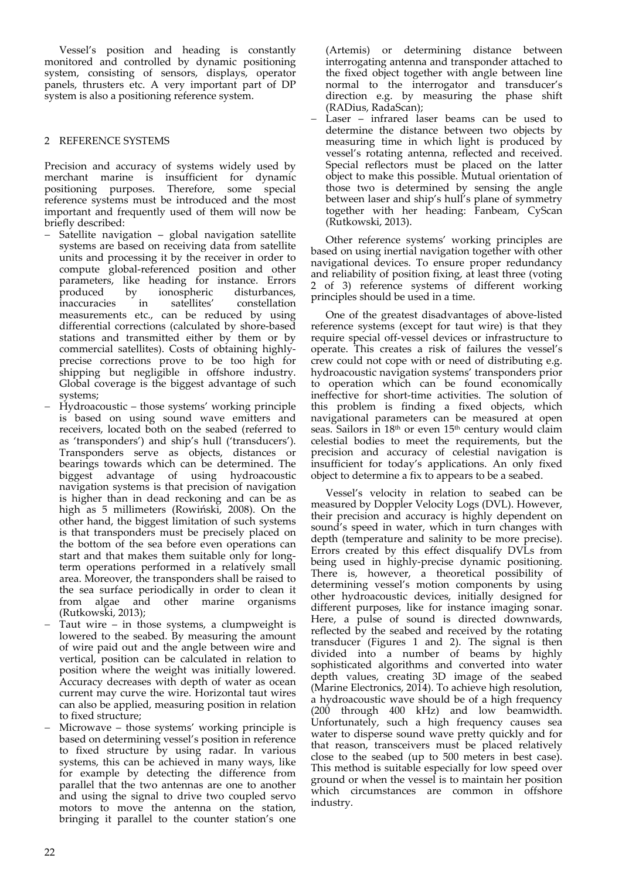Vessel's position and heading is constantly monitored and controlled by dynamic positioning system, consisting of sensors, displays, operator panels, thrusters etc. A very important part of DP system is also a positioning reference system.

## 2 REFERENCE SYSTEMS

Precision and accuracy of systems widely used by merchant marine is insufficient for dynamic positioning purposes. Therefore, some special reference systems must be introduced and the most important and frequently used of them will now be briefly described:

- Satellite navigation – global navigation satellite systems are based on receiving data from satellite units and processing it by the receiver in order to compute global-referenced position and other parameters, like heading for instance. Errors produced by ionospheric disturbances, inaccuracies in satellites' constellation measurements etc., can be reduced by using differential corrections (calculated by shore-based stations and transmitted either by them or by commercial satellites). Costs of obtaining highly-precise corrections prove to be too high for shipping but negligible in offshore industry. Global coverage is the biggest advantage of such systems;
- Hydroacoustic – those systems' working principle is based on using sound wave emitters and receivers, located both on the seabed (referred to as 'transponders') and ship's hull ('transducers'). Transponders serve as objects, distances or bearings towards which can be determined. The biggest advantage of using hydroacoustic navigation systems is that precision of navigation is higher than in dead reckoning and can be as high as 5 millimeters (Rowiński, 2008). On the other hand, the biggest limitation of such systems is that transponders must be precisely placed on the bottom of the sea before even operations can start and that makes them suitable only for long-term operations performed in a relatively small area. Moreover, the transponders shall be raised to the sea surface periodically in order to clean it from algae and other marine organisms (Rutkowski, 2013);
- Taut wire – in those systems, a clumpweight is lowered to the seabed. By measuring the amount of wire paid out and the angle between wire and vertical, position can be calculated in relation to position where the weight was initially lowered. Accuracy decreases with depth of water as ocean current may curve the wire. Horizontal taut wires can also be applied, measuring position in relation to fixed structure;
- Microwave – those systems' working principle is based on determining vessel's position in reference to fixed structure by using radar. In various systems, this can be achieved in many ways, like for example by detecting the difference from parallel that the two antennas are one to another and using the signal to drive two coupled servo motors to move the antenna on the station, bringing it parallel to the counter station's one (Artemis) or determining distance between interrogating antenna and transponder attached to the fixed object together with angle between line normal to the interrogator and transducer's direction e.g. by measuring the phase shift (RADius, RadaScan);
- Laser – infrared laser beams can be used to determine the distance between two objects by measuring time in which light is produced by vessel's rotating antenna, reflected and received. Special reflectors must be placed on the latter object to make this possible. Mutual orientation of those two is determined by sensing the angle between laser and ship's hull's plane of symmetry together with her heading: Fanbeam, CyScan (Rutkowski, 2013).

Other reference systems' working principles are based on using inertial navigation together with other navigational devices. To ensure proper redundancy and reliability of position fixing, at least three (voting 2 of 3) reference systems of different working principles should be used in a time.

One of the greatest disadvantages of above-listed reference systems (except for taut wire) is that they require special off-vessel devices or infrastructure to operate. This creates a risk of failures the vessel's crew could not cope with or need of distributing e.g. hydroacoustic navigation systems' transponders prior to operation which can be found economically ineffective for short-time activities. The solution of this problem is finding a fixed objects, which navigational parameters can be measured at open seas. Sailors in 18th or even 15th century would claim celestial bodies to meet the requirements, but the precision and accuracy of celestial navigation is insufficient for today's applications. An only fixed object to determine a fix to appears to be a seabed.

Vessel's velocity in relation to seabed can be measured by Doppler Velocity Logs (DVL). However, their precision and accuracy is highly dependent on sound's speed in water, which in turn changes with depth (temperature and salinity to be more precise). Errors created by this effect disqualify DVLs from being used in highly-precise dynamic positioning. There is, however, a theoretical possibility of determining vessel's motion components by using other hydroacoustic devices, initially designed for different purposes, like for instance imaging sonar. Here, a pulse of sound is directed downwards, reflected by the seabed and received by the rotating transducer (Figures 1 and 2). The signal is then divided into a number of beams by highly sophisticated algorithms and converted into water depth values, creating 3D image of the seabed (Marine Electronics, 2014). To achieve high resolution, a hydroacoustic wave should be of a high frequency (200 through 400 kHz) and low beamwidth. Unfortunately, such a high frequency causes sea water to disperse sound wave pretty quickly and for that reason, transceivers must be placed relatively close to the seabed (up to 500 meters in best case). This method is suitable especially for low speed over ground or when the vessel is to maintain her position which circumstances are common in offshore industry.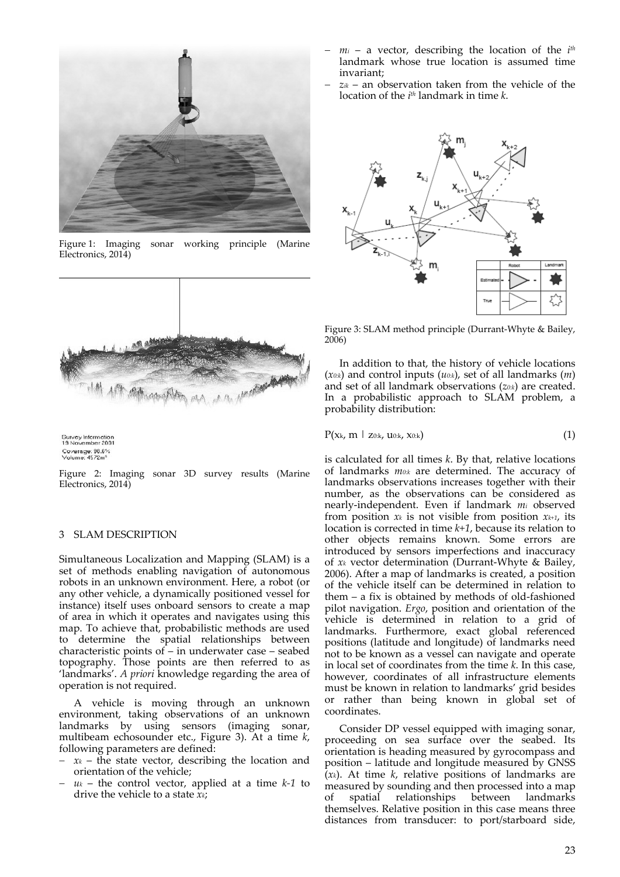Figure 1: Imaging sonar working principle (Marine Electronics, 2014)

Survey Information
19 November 2001
Coverage: 90.6%
Volume: 4572m³

Figure 2: Imaging sonar 3D survey results (Marine Electronics, 2014)

## 3 SLAM DESCRIPTION

Simultaneous Localization and Mapping (SLAM) is a set of methods enabling navigation of autonomous robots in an unknown environment. Here, a robot (or any other vehicle, a dynamically positioned vessel for instance) itself uses onboard sensors to create a map of area in which it operates and navigates using this map. To achieve that, probabilistic methods are used to determine the spatial relationships between characteristic points of – in underwater case – seabed topography. Those points are then referred to as 'landmarks'. *A priori* knowledge regarding the area of operation is not required.

A vehicle is moving through an unknown environment, taking observations of an unknown landmarks by using sensors (imaging sonar, multibeam echosounder etc., Figure 3). At a time *k*, following parameters are defined:

- $x_k$ – the state vector, describing the location and orientation of the vehicle;
- $u_k$ – the control vector, applied at a time *k-1* to drive the vehicle to a state $x_k$;
- $m_i$ – a vector, describing the location of the $i^{th}$ landmark whose true location is assumed time invariant;
- $z_{ik}$ – an observation taken from the vehicle of the location of the $i^{th}$ landmark in time *k*.

Figure 3: SLAM method principle (Durrant-Whyte & Bailey, 2006)

In addition to that, the history of vehicle locations ($x_{0:k}$) and control inputs ($u_{0:k}$), set of all landmarks ($m$) and set of all landmark observations ($z_{0:k}$) are created. In a probabilistic approach to SLAM problem, a probability distribution:

$$P(x_k, m \mid z_{0:k}, u_{0:k}, x_{0:k}) \tag{1}$$

is calculated for all times *k*. By that, relative locations of landmarks $m_{0:k}$ are determined. The accuracy of landmarks observations increases together with their number, as the observations can be considered as nearly-independent. Even if landmark $m_i$ observed from position $x_k$ is not visible from position $x_{k+1}$, its location is corrected in time *k+1*, because its relation to other objects remains known. Some errors are introduced by sensors imperfections and inaccuracy of $x_k$ vector determination (Durrant-Whyte & Bailey, 2006). After a map of landmarks is created, a position of the vehicle itself can be determined in relation to them – a fix is obtained by methods of old-fashioned pilot navigation. *Ergo*, position and orientation of the vehicle is determined in relation to a grid of landmarks. Furthermore, exact global referenced positions (latitude and longitude) of landmarks need not to be known as a vessel can navigate and operate in local set of coordinates from the time *k*. In this case, however, coordinates of all infrastructure elements must be known in relation to landmarks' grid besides or rather than being known in global set of coordinates.

Consider DP vessel equipped with imaging sonar, proceeding on sea surface over the seabed. Its orientation is heading measured by gyrocompass and position – latitude and longitude measured by GNSS ($x_k$). At time *k*, relative positions of landmarks are measured by sounding and then processed into a map of spatial relationships between landmarks themselves. Relative position in this case means three distances from transducer: to port/starboard side,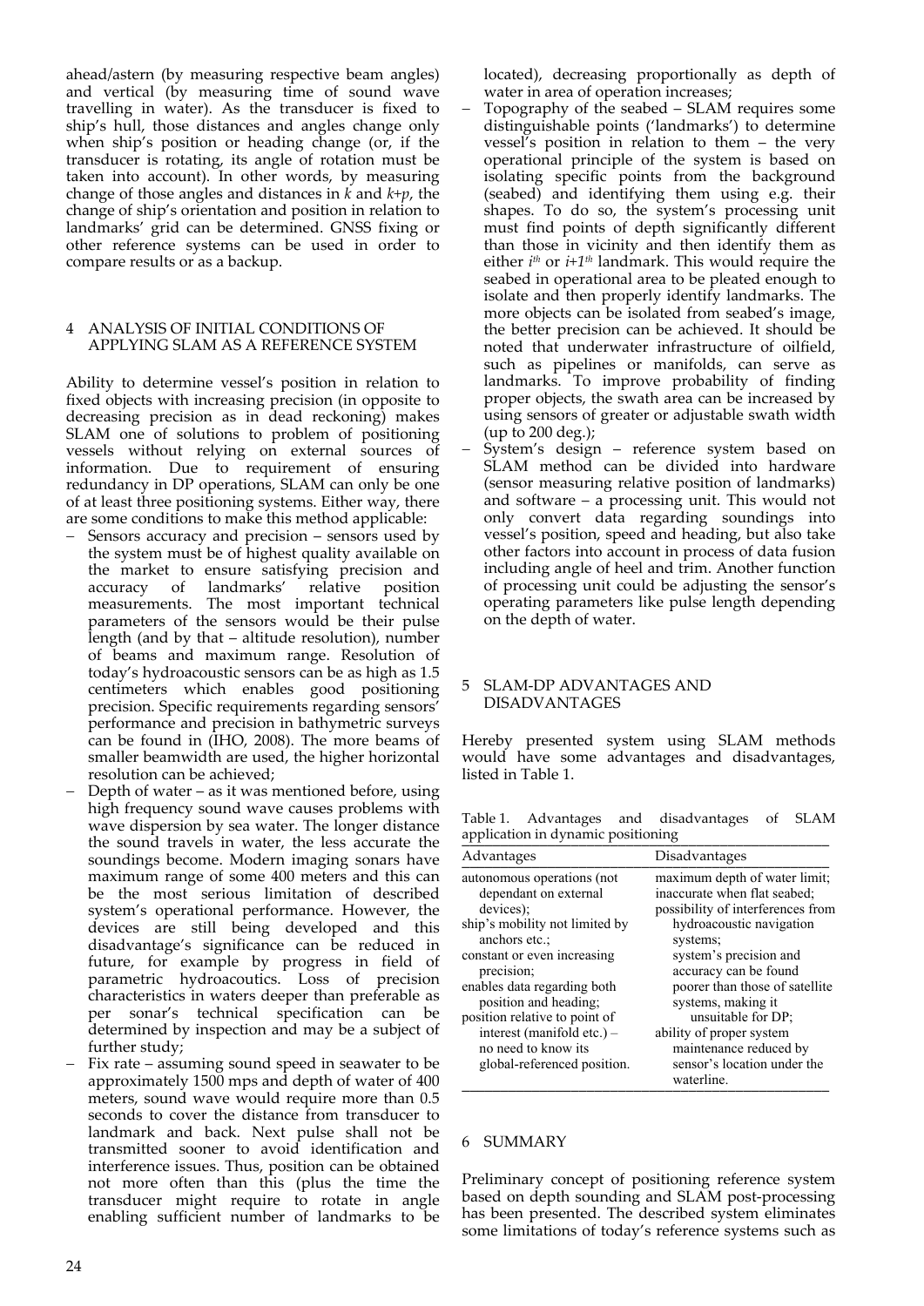ahead/astern (by measuring respective beam angles) and vertical (by measuring time of sound wave travelling in water). As the transducer is fixed to ship's hull, those distances and angles change only when ship's position or heading change (or, if the transducer is rotating, its angle of rotation must be taken into account). In other words, by measuring change of those angles and distances in $k$ and $k$+$p$, the change of ship's orientation and position in relation to landmarks' grid can be determined. GNSS fixing or other reference systems can be used in order to compare results or as a backup.

## 4 ANALYSIS OF INITIAL CONDITIONS OF APPLYING SLAM AS A REFERENCE SYSTEM

Ability to determine vessel's position in relation to fixed objects with increasing precision (in opposite to decreasing precision as in dead reckoning) makes SLAM one of solutions to problem of positioning vessels without relying on external sources of information. Due to requirement of ensuring redundancy in DP operations, SLAM can only be one of at least three positioning systems. Either way, there are some conditions to make this method applicable:

- Sensors accuracy and precision – sensors used by the system must be of highest quality available on the market to ensure satisfying precision and accuracy of landmarks' relative position measurements. The most important technical parameters of the sensors would be their pulse length (and by that – altitude resolution), number of beams and maximum range. Resolution of today's hydroacoustic sensors can be as high as 1.5 centimeters which enables good positioning precision. Specific requirements regarding sensors' performance and precision in bathymetric surveys can be found in (IHO, 2008). The more beams of smaller beamwidth are used, the higher horizontal resolution can be achieved;
- Depth of water – as it was mentioned before, using high frequency sound wave causes problems with wave dispersion by sea water. The longer distance the sound travels in water, the less accurate the soundings become. Modern imaging sonars have maximum range of some 400 meters and this can be the most serious limitation of described system's operational performance. However, the devices are still being developed and this disadvantage's significance can be reduced in future, for example by progress in field of parametric hydroacoutics. Loss of precision characteristics in waters deeper than preferable as per sonar's technical specification can be determined by inspection and may be a subject of further study;
- Fix rate – assuming sound speed in seawater to be approximately 1500 mps and depth of water of 400 meters, sound wave would require more than 0.5 seconds to cover the distance from transducer to landmark and back. Next pulse shall not be transmitted sooner to avoid identification and interference issues. Thus, position can be obtained not more often than this (plus the time the transducer might require to rotate in angle enabling sufficient number of landmarks to be located), decreasing proportionally as depth of water in area of operation increases;
- Topography of the seabed – SLAM requires some distinguishable points ('landmarks') to determine vessel's position in relation to them – the very operational principle of the system is based on isolating specific points from the background (seabed) and identifying them using e.g. their shapes. To do so, the system's processing unit must find points of depth significantly different than those in vicinity and then identify them as either $i^{th}$ or $i$+$1^{th}$ landmark. This would require the seabed in operational area to be pleated enough to isolate and then properly identify landmarks. The more objects can be isolated from seabed's image, the better precision can be achieved. It should be noted that underwater infrastructure of oilfield, such as pipelines or manifolds, can serve as landmarks. To improve probability of finding proper objects, the swath area can be increased by using sensors of greater or adjustable swath width (up to 200 deg.);
- System's design – reference system based on SLAM method can be divided into hardware (sensor measuring relative position of landmarks) and software – a processing unit. This would not only convert data regarding soundings into vessel's position, speed and heading, but also take other factors into account in process of data fusion including angle of heel and trim. Another function of processing unit could be adjusting the sensor's operating parameters like pulse length depending on the depth of water.

## 5 SLAM-DP ADVANTAGES AND DISADVANTAGES

Hereby presented system using SLAM methods would have some advantages and disadvantages, listed in Table 1.

Table 1. Advantages and disadvantages of SLAM application in dynamic positioning

| Advantages | Disadvantages |
|---|---|
| autonomous operations (not dependant on external devices); | maximum depth of water limit; |
| ship's mobility not limited by anchors etc.; | inaccurate when flat seabed; |
| constant or even increasing precision; | possibility of interferences from hydroacoustic navigation systems; |
| enables data regarding both position and heading; | system's precision and accuracy can be found poorer than those of satellite systems, making it unsuitable for DP; |
| position relative to point of interest (manifold etc.) – no need to know its global-referenced position. | ability of proper system maintenance reduced by sensor's location under the waterline. |

## 6 SUMMARY

Preliminary concept of positioning reference system based on depth sounding and SLAM post-processing has been presented. The described system eliminates some limitations of today's reference systems such as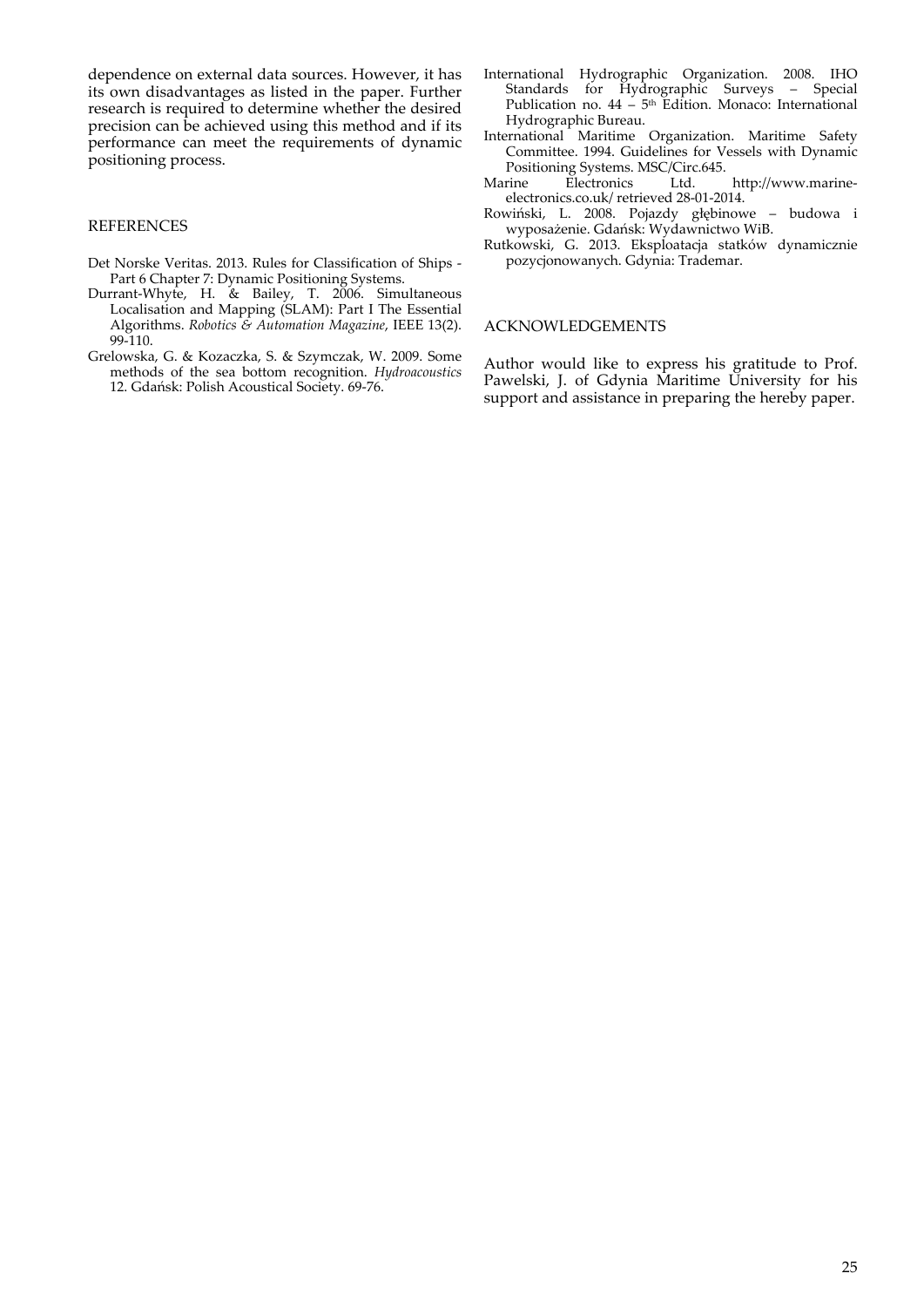dependence on external data sources. However, it has its own disadvantages as listed in the paper. Further research is required to determine whether the desired precision can be achieved using this method and if its performance can meet the requirements of dynamic positioning process.

## REFERENCES

Det Norske Veritas. 2013. Rules for Classification of Ships - Part 6 Chapter 7: Dynamic Positioning Systems.

Durrant-Whyte, H. & Bailey, T. 2006. Simultaneous Localisation and Mapping (SLAM): Part I The Essential Algorithms. *Robotics & Automation Magazine*, IEEE 13(2). 99-110.

Grelowska, G. & Kozaczka, S. & Szymczak, W. 2009. Some methods of the sea bottom recognition. *Hydroacoustics* 12. Gdańsk: Polish Acoustical Society. 69-76.

International Hydrographic Organization. 2008. IHO Standards for Hydrographic Surveys – Special Publication no. 44 – 5th Edition. Monaco: International Hydrographic Bureau.

International Maritime Organization. Maritime Safety Committee. 1994. Guidelines for Vessels with Dynamic Positioning Systems. MSC/Circ.645.

Marine Electronics Ltd. http://www.marine-electronics.co.uk/ retrieved 28-01-2014.

Rowiński, L. 2008. Pojazdy głębinowe – budowa i wyposażenie. Gdańsk: Wydawnictwo WiB.

Rutkowski, G. 2013. Eksploatacja statków dynamicznie pozycjonowanych. Gdynia: Trademar.

## ACKNOWLEDGEMENTS

Author would like to express his gratitude to Prof. Pawelski, J. of Gdynia Maritime University for his support and assistance in preparing the hereby paper.